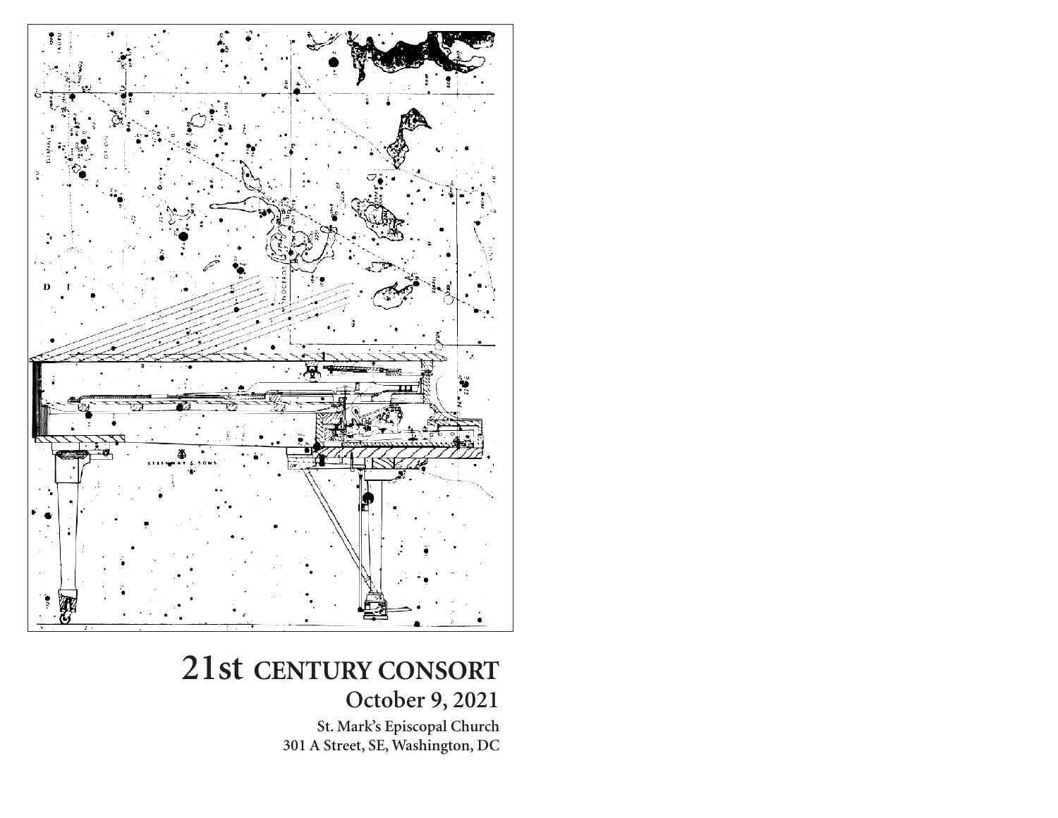# 21st CENTURY CONSORT

## October 9, 2021

**St. Mark's Episcopal Church**
**301 A Street, SE, Washington, DC**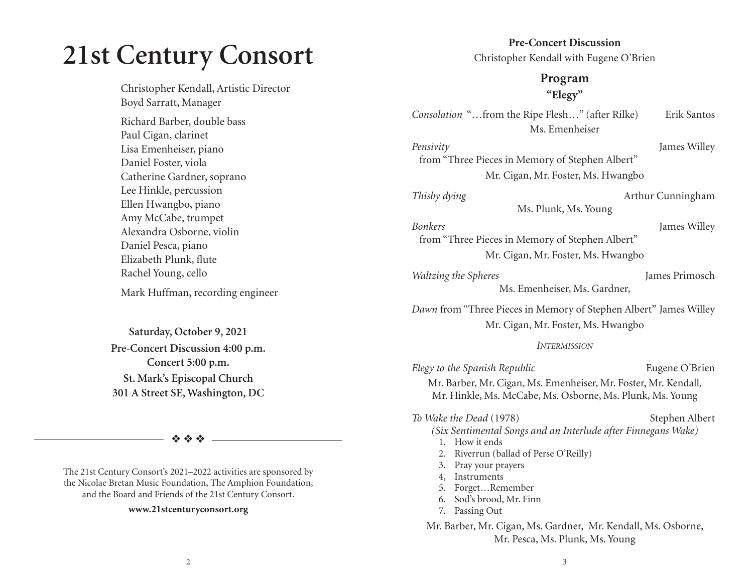# 21st Century Consort

Christopher Kendall, Artistic Director
Boyd Sarratt, Manager

Richard Barber, double bass
Paul Cigan, clarinet
Lisa Emenheiser, piano
Daniel Foster, viola
Catherine Gardner, soprano
Lee Hinkle, percussion
Ellen Hwangbo, piano
Amy McCabe, trumpet
Alexandra Osborne, violin
Daniel Pesca, piano
Elizabeth Plunk, flute
Rachel Young, cello

Mark Huffman, recording engineer

**Saturday, October 9, 2021**
**Pre-Concert Discussion 4:00 p.m.**
**Concert 5:00 p.m.**
**St. Mark's Episcopal Church**
**301 A Street SE, Washington, DC**

❖ ❖ ❖

The 21st Century Consort's 2021–2022 activities are sponsored by the Nicolae Bretan Music Foundation, The Amphion Foundation, and the Board and Friends of the 21st Century Consort.

**www.21stcenturyconsort.org**

**Pre-Concert Discussion**
Christopher Kendall with Eugene O'Brien

## Program

### "Elegy"

*Consolation* "…from the Ripe Flesh…" (after Rilke) — Erik Santos
Ms. Emenheiser

*Pensivity* — James Willey
from "Three Pieces in Memory of Stephen Albert"
Mr. Cigan, Mr. Foster, Ms. Hwangbo

*Thisby dying* — Arthur Cunningham
Ms. Plunk, Ms. Young

*Bonkers* — James Willey
from "Three Pieces in Memory of Stephen Albert"
Mr. Cigan, Mr. Foster, Ms. Hwangbo

*Waltzing the Spheres* — James Primosch
Ms. Emenheiser, Ms. Gardner,

*Dawn* from "Three Pieces in Memory of Stephen Albert" — James Willey
Mr. Cigan, Mr. Foster, Ms. Hwangbo

*Intermission*

*Elegy to the Spanish Republic* — Eugene O'Brien
Mr. Barber, Mr. Cigan, Ms. Emenheiser, Mr. Foster, Mr. Kendall, Mr. Hinkle, Ms. McCabe, Ms. Osborne, Ms. Plunk, Ms. Young

*To Wake the Dead* (1978) — Stephen Albert
*(Six Sentimental Songs and an Interlude after Finnegans Wake)*

1. How it ends
2. Riverrun (ballad of Perse O'Reilly)
3. Pray your prayers
4. Instruments
5. Forget…Remember
6. Sod's brood, Mr. Finn
7. Passing Out

Mr. Barber, Mr. Cigan, Ms. Gardner, Mr. Kendall, Ms. Osborne, Mr. Pesca, Ms. Plunk, Ms. Young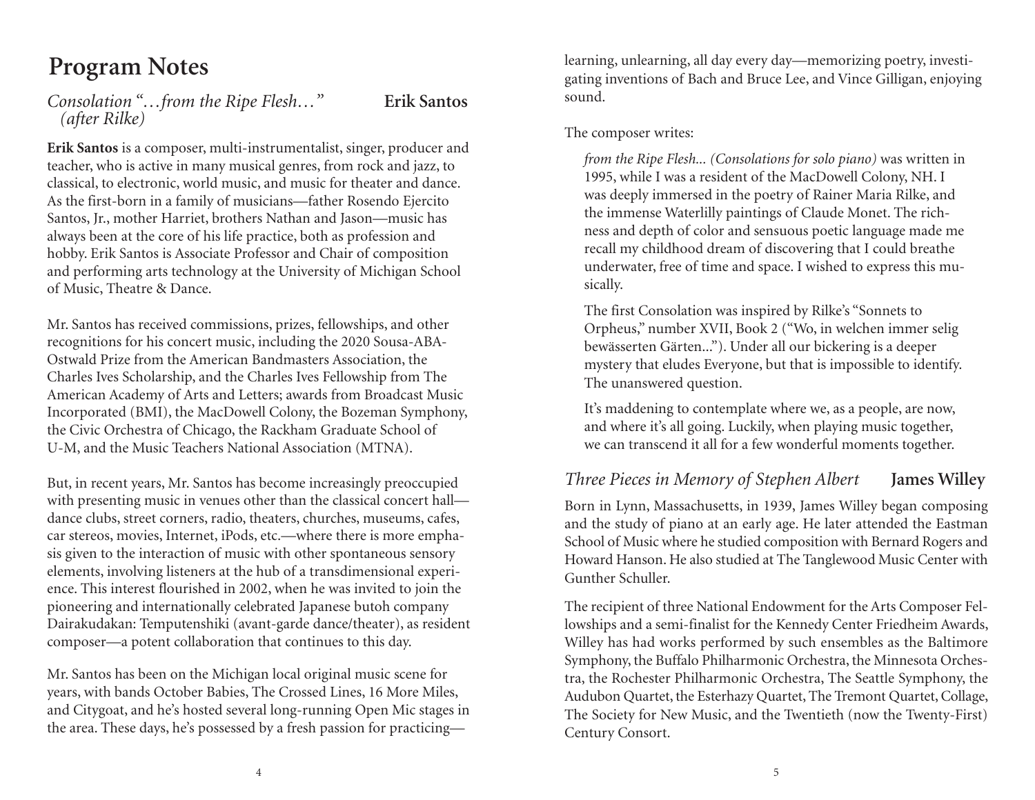# Program Notes

## *Consolation "…from the Ripe Flesh…" (after Rilke)* — Erik Santos

**Erik Santos** is a composer, multi-instrumentalist, singer, producer and teacher, who is active in many musical genres, from rock and jazz, to classical, to electronic, world music, and music for theater and dance. As the first-born in a family of musicians—father Rosendo Ejercito Santos, Jr., mother Harriet, brothers Nathan and Jason—music has always been at the core of his life practice, both as profession and hobby. Erik Santos is Associate Professor and Chair of composition and performing arts technology at the University of Michigan School of Music, Theatre & Dance.

Mr. Santos has received commissions, prizes, fellowships, and other recognitions for his concert music, including the 2020 Sousa-ABA-Ostwald Prize from the American Bandmasters Association, the Charles Ives Scholarship, and the Charles Ives Fellowship from The American Academy of Arts and Letters; awards from Broadcast Music Incorporated (BMI), the MacDowell Colony, the Bozeman Symphony, the Civic Orchestra of Chicago, the Rackham Graduate School of U-M, and the Music Teachers National Association (MTNA).

But, in recent years, Mr. Santos has become increasingly preoccupied with presenting music in venues other than the classical concert hall—dance clubs, street corners, radio, theaters, churches, museums, cafes, car stereos, movies, Internet, iPods, etc.—where there is more emphasis given to the interaction of music with other spontaneous sensory elements, involving listeners at the hub of a transdimensional experience. This interest flourished in 2002, when he was invited to join the pioneering and internationally celebrated Japanese butoh company Dairakudakan: Temputenshiki (avant-garde dance/theater), as resident composer—a potent collaboration that continues to this day.

Mr. Santos has been on the Michigan local original music scene for years, with bands October Babies, The Crossed Lines, 16 More Miles, and Citygoat, and he's hosted several long-running Open Mic stages in the area. These days, he's possessed by a fresh passion for practicing—learning, unlearning, all day every day—memorizing poetry, investigating inventions of Bach and Bruce Lee, and Vince Gilligan, enjoying sound.

The composer writes:

> *from the Ripe Flesh... (Consolations for solo piano)* was written in 1995, while I was a resident of the MacDowell Colony, NH. I was deeply immersed in the poetry of Rainer Maria Rilke, and the immense Waterlilly paintings of Claude Monet. The richness and depth of color and sensuous poetic language made me recall my childhood dream of discovering that I could breathe underwater, free of time and space. I wished to express this musically.
>
> The first Consolation was inspired by Rilke's "Sonnets to Orpheus," number XVII, Book 2 ("Wo, in welchen immer selig bewässerten Gärten..."). Under all our bickering is a deeper mystery that eludes Everyone, but that is impossible to identify. The unanswered question.
>
> It's maddening to contemplate where we, as a people, are now, and where it's all going. Luckily, when playing music together, we can transcend it all for a few wonderful moments together.

## *Three Pieces in Memory of Stephen Albert* — James Willey

Born in Lynn, Massachusetts, in 1939, James Willey began composing and the study of piano at an early age. He later attended the Eastman School of Music where he studied composition with Bernard Rogers and Howard Hanson. He also studied at The Tanglewood Music Center with Gunther Schuller.

The recipient of three National Endowment for the Arts Composer Fellowships and a semi-finalist for the Kennedy Center Friedheim Awards, Willey has had works performed by such ensembles as the Baltimore Symphony, the Buffalo Philharmonic Orchestra, the Minnesota Orchestra, the Rochester Philharmonic Orchestra, The Seattle Symphony, the Audubon Quartet, the Esterhazy Quartet, The Tremont Quartet, Collage, The Society for New Music, and the Twentieth (now the Twenty-First) Century Consort.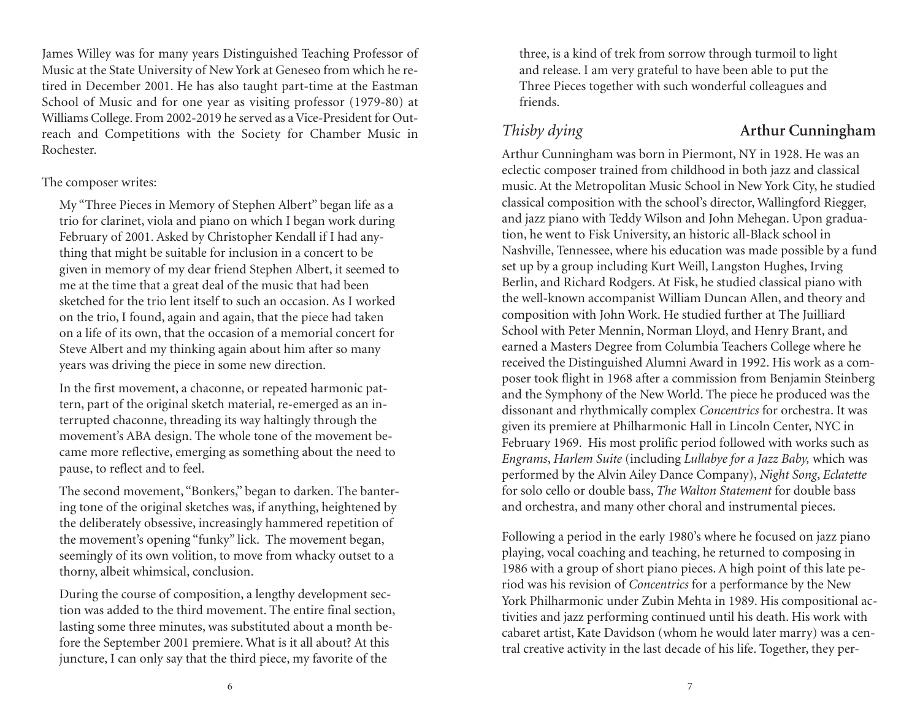James Willey was for many years Distinguished Teaching Professor of Music at the State University of New York at Geneseo from which he retired in December 2001. He has also taught part-time at the Eastman School of Music and for one year as visiting professor (1979-80) at Williams College. From 2002-2019 he served as a Vice-President for Outreach and Competitions with the Society for Chamber Music in Rochester.

The composer writes:

> My "Three Pieces in Memory of Stephen Albert" began life as a trio for clarinet, viola and piano on which I began work during February of 2001. Asked by Christopher Kendall if I had anything that might be suitable for inclusion in a concert to be given in memory of my dear friend Stephen Albert, it seemed to me at the time that a great deal of the music that had been sketched for the trio lent itself to such an occasion. As I worked on the trio, I found, again and again, that the piece had taken on a life of its own, that the occasion of a memorial concert for Steve Albert and my thinking again about him after so many years was driving the piece in some new direction.
>
> In the first movement, a chaconne, or repeated harmonic pattern, part of the original sketch material, re-emerged as an interrupted chaconne, threading its way haltingly through the movement's ABA design. The whole tone of the movement became more reflective, emerging as something about the need to pause, to reflect and to feel.
>
> The second movement, "Bonkers," began to darken. The bantering tone of the original sketches was, if anything, heightened by the deliberately obsessive, increasingly hammered repetition of the movement's opening "funky" lick. The movement began, seemingly of its own volition, to move from whacky outset to a thorny, albeit whimsical, conclusion.
>
> During the course of composition, a lengthy development section was added to the third movement. The entire final section, lasting some three minutes, was substituted about a month before the September 2001 premiere. What is it all about? At this juncture, I can only say that the third piece, my favorite of the three, is a kind of trek from sorrow through turmoil to light and release. I am very grateful to have been able to put the Three Pieces together with such wonderful colleagues and friends.

## *Thisby dying* — **Arthur Cunningham**

Arthur Cunningham was born in Piermont, NY in 1928. He was an eclectic composer trained from childhood in both jazz and classical music. At the Metropolitan Music School in New York City, he studied classical composition with the school's director, Wallingford Riegger, and jazz piano with Teddy Wilson and John Mehegan. Upon graduation, he went to Fisk University, an historic all-Black school in Nashville, Tennessee, where his education was made possible by a fund set up by a group including Kurt Weill, Langston Hughes, Irving Berlin, and Richard Rodgers. At Fisk, he studied classical piano with the well-known accompanist William Duncan Allen, and theory and composition with John Work. He studied further at The Juilliard School with Peter Mennin, Norman Lloyd, and Henry Brant, and earned a Masters Degree from Columbia Teachers College where he received the Distinguished Alumni Award in 1992. His work as a composer took flight in 1968 after a commission from Benjamin Steinberg and the Symphony of the New World. The piece he produced was the dissonant and rhythmically complex *Concentrics* for orchestra. It was given its premiere at Philharmonic Hall in Lincoln Center, NYC in February 1969. His most prolific period followed with works such as *Engrams*, *Harlem Suite* (including *Lullabye for a Jazz Baby,* which was performed by the Alvin Ailey Dance Company), *Night Song*, *Eclatette* for solo cello or double bass, *The Walton Statement* for double bass and orchestra, and many other choral and instrumental pieces.

Following a period in the early 1980's where he focused on jazz piano playing, vocal coaching and teaching, he returned to composing in 1986 with a group of short piano pieces. A high point of this late period was his revision of *Concentrics* for a performance by the New York Philharmonic under Zubin Mehta in 1989. His compositional activities and jazz performing continued until his death. His work with cabaret artist, Kate Davidson (whom he would later marry) was a central creative activity in the last decade of his life. Together, they per-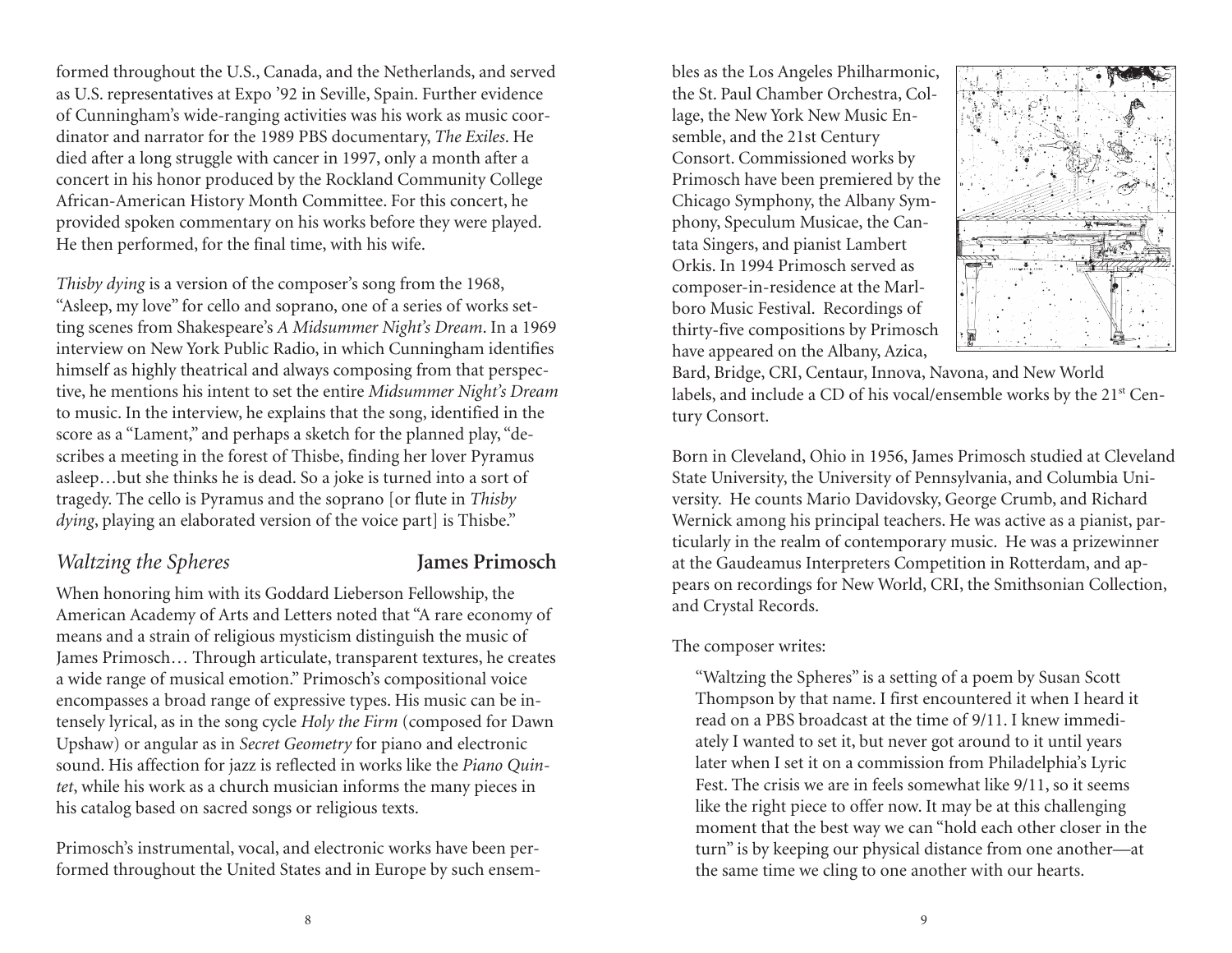formed throughout the U.S., Canada, and the Netherlands, and served as U.S. representatives at Expo '92 in Seville, Spain. Further evidence of Cunningham's wide-ranging activities was his work as music coordinator and narrator for the 1989 PBS documentary, *The Exiles*. He died after a long struggle with cancer in 1997, only a month after a concert in his honor produced by the Rockland Community College African-American History Month Committee. For this concert, he provided spoken commentary on his works before they were played. He then performed, for the final time, with his wife.

*Thisby dying* is a version of the composer's song from the 1968, "Asleep, my love" for cello and soprano, one of a series of works setting scenes from Shakespeare's *A Midsummer Night's Dream*. In a 1969 interview on New York Public Radio, in which Cunningham identifies himself as highly theatrical and always composing from that perspective, he mentions his intent to set the entire *Midsummer Night's Dream* to music. In the interview, he explains that the song, identified in the score as a "Lament," and perhaps a sketch for the planned play, "describes a meeting in the forest of Thisbe, finding her lover Pyramus asleep…but she thinks he is dead. So a joke is turned into a sort of tragedy. The cello is Pyramus and the soprano [or flute in *Thisby dying*, playing an elaborated version of the voice part] is Thisbe."

## *Waltzing the Spheres* — **James Primosch**

When honoring him with its Goddard Lieberson Fellowship, the American Academy of Arts and Letters noted that "A rare economy of means and a strain of religious mysticism distinguish the music of James Primosch… Through articulate, transparent textures, he creates a wide range of musical emotion." Primosch's compositional voice encompasses a broad range of expressive types. His music can be intensely lyrical, as in the song cycle *Holy the Firm* (composed for Dawn Upshaw) or angular as in *Secret Geometry* for piano and electronic sound. His affection for jazz is reflected in works like the *Piano Quintet*, while his work as a church musician informs the many pieces in his catalog based on sacred songs or religious texts.

Primosch's instrumental, vocal, and electronic works have been performed throughout the United States and in Europe by such ensembles as the Los Angeles Philharmonic, the St. Paul Chamber Orchestra, Collage, the New York New Music Ensemble, and the 21st Century Consort. Commissioned works by Primosch have been premiered by the Chicago Symphony, the Albany Symphony, Speculum Musicae, the Cantata Singers, and pianist Lambert Orkis. In 1994 Primosch served as composer-in-residence at the Marlboro Music Festival. Recordings of thirty-five compositions by Primosch have appeared on the Albany, Azica, Bard, Bridge, CRI, Centaur, Innova, Navona, and New World labels, and include a CD of his vocal/ensemble works by the 21st Century Consort.

Born in Cleveland, Ohio in 1956, James Primosch studied at Cleveland State University, the University of Pennsylvania, and Columbia University. He counts Mario Davidovsky, George Crumb, and Richard Wernick among his principal teachers. He was active as a pianist, particularly in the realm of contemporary music. He was a prizewinner at the Gaudeamus Interpreters Competition in Rotterdam, and appears on recordings for New World, CRI, the Smithsonian Collection, and Crystal Records.

The composer writes:

> "Waltzing the Spheres" is a setting of a poem by Susan Scott Thompson by that name. I first encountered it when I heard it read on a PBS broadcast at the time of 9/11. I knew immediately I wanted to set it, but never got around to it until years later when I set it on a commission from Philadelphia's Lyric Fest. The crisis we are in feels somewhat like 9/11, so it seems like the right piece to offer now. It may be at this challenging moment that the best way we can "hold each other closer in the turn" is by keeping our physical distance from one another—at the same time we cling to one another with our hearts.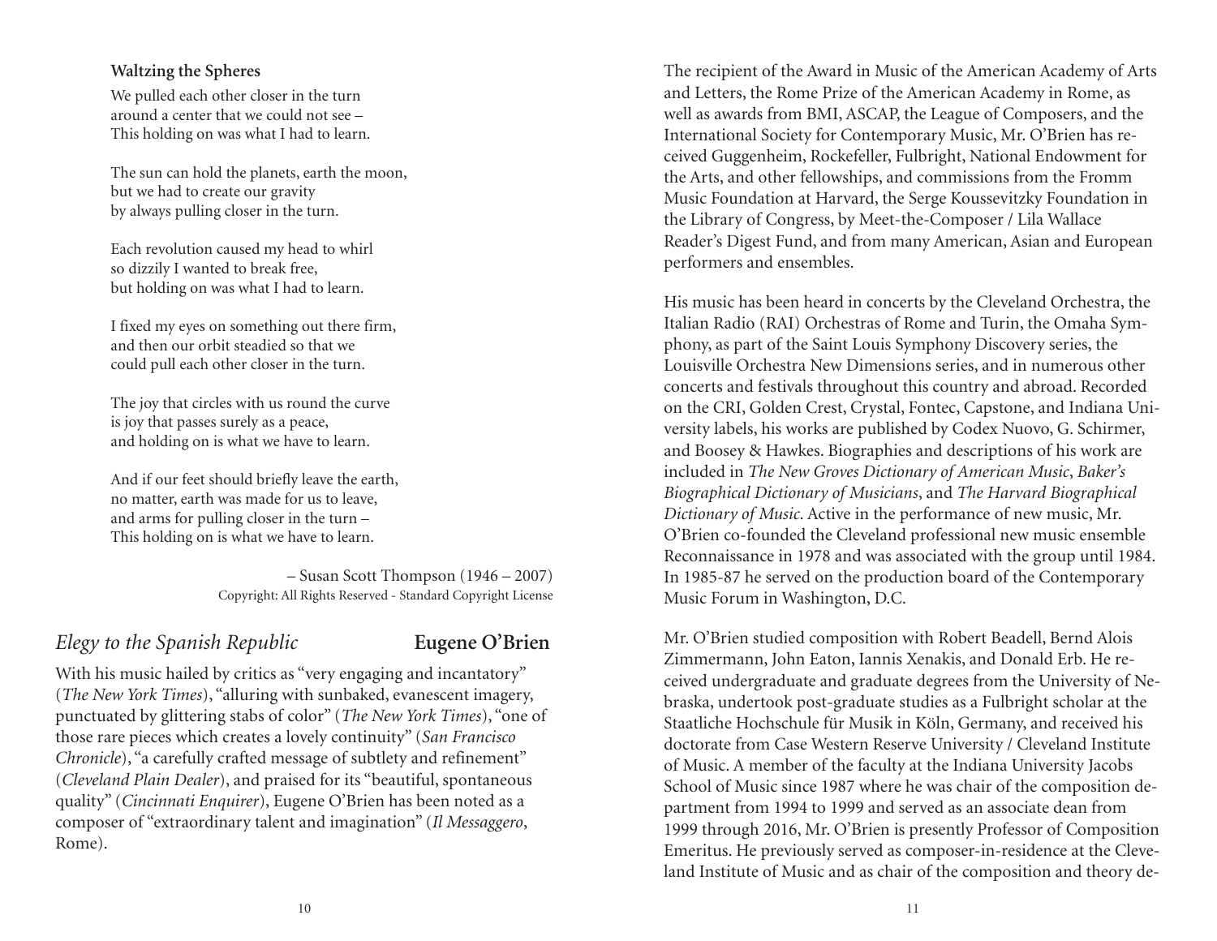**Waltzing the Spheres**

We pulled each other closer in the turn
around a center that we could not see –
This holding on was what I had to learn.

The sun can hold the planets, earth the moon,
but we had to create our gravity
by always pulling closer in the turn.

Each revolution caused my head to whirl
so dizzily I wanted to break free,
but holding on was what I had to learn.

I fixed my eyes on something out there firm,
and then our orbit steadied so that we
could pull each other closer in the turn.

The joy that circles with us round the curve
is joy that passes surely as a peace,
and holding on is what we have to learn.

And if our feet should briefly leave the earth,
no matter, earth was made for us to leave,
and arms for pulling closer in the turn –
This holding on is what we have to learn.

– Susan Scott Thompson (1946 – 2007)
Copyright: All Rights Reserved - Standard Copyright License

## *Elegy to the Spanish Republic* — **Eugene O'Brien**

With his music hailed by critics as "very engaging and incantatory" (*The New York Times*), "alluring with sunbaked, evanescent imagery, punctuated by glittering stabs of color" (*The New York Times*), "one of those rare pieces which creates a lovely continuity" (*San Francisco Chronicle*), "a carefully crafted message of subtlety and refinement" (*Cleveland Plain Dealer*), and praised for its "beautiful, spontaneous quality" (*Cincinnati Enquirer*), Eugene O'Brien has been noted as a composer of "extraordinary talent and imagination" (*Il Messaggero*, Rome).

The recipient of the Award in Music of the American Academy of Arts and Letters, the Rome Prize of the American Academy in Rome, as well as awards from BMI, ASCAP, the League of Composers, and the International Society for Contemporary Music, Mr. O'Brien has received Guggenheim, Rockefeller, Fulbright, National Endowment for the Arts, and other fellowships, and commissions from the Fromm Music Foundation at Harvard, the Serge Koussevitzky Foundation in the Library of Congress, by Meet-the-Composer / Lila Wallace Reader's Digest Fund, and from many American, Asian and European performers and ensembles.

His music has been heard in concerts by the Cleveland Orchestra, the Italian Radio (RAI) Orchestras of Rome and Turin, the Omaha Symphony, as part of the Saint Louis Symphony Discovery series, the Louisville Orchestra New Dimensions series, and in numerous other concerts and festivals throughout this country and abroad. Recorded on the CRI, Golden Crest, Crystal, Fontec, Capstone, and Indiana University labels, his works are published by Codex Nuovo, G. Schirmer, and Boosey & Hawkes. Biographies and descriptions of his work are included in *The New Groves Dictionary of American Music*, *Baker's Biographical Dictionary of Musicians*, and *The Harvard Biographical Dictionary of Music*. Active in the performance of new music, Mr. O'Brien co-founded the Cleveland professional new music ensemble Reconnaissance in 1978 and was associated with the group until 1984. In 1985-87 he served on the production board of the Contemporary Music Forum in Washington, D.C.

Mr. O'Brien studied composition with Robert Beadell, Bernd Alois Zimmermann, John Eaton, Iannis Xenakis, and Donald Erb. He received undergraduate and graduate degrees from the University of Nebraska, undertook post-graduate studies as a Fulbright scholar at the Staatliche Hochschule für Musik in Köln, Germany, and received his doctorate from Case Western Reserve University / Cleveland Institute of Music. A member of the faculty at the Indiana University Jacobs School of Music since 1987 where he was chair of the composition department from 1994 to 1999 and served as an associate dean from 1999 through 2016, Mr. O'Brien is presently Professor of Composition Emeritus. He previously served as composer-in-residence at the Cleveland Institute of Music and as chair of the composition and theory de-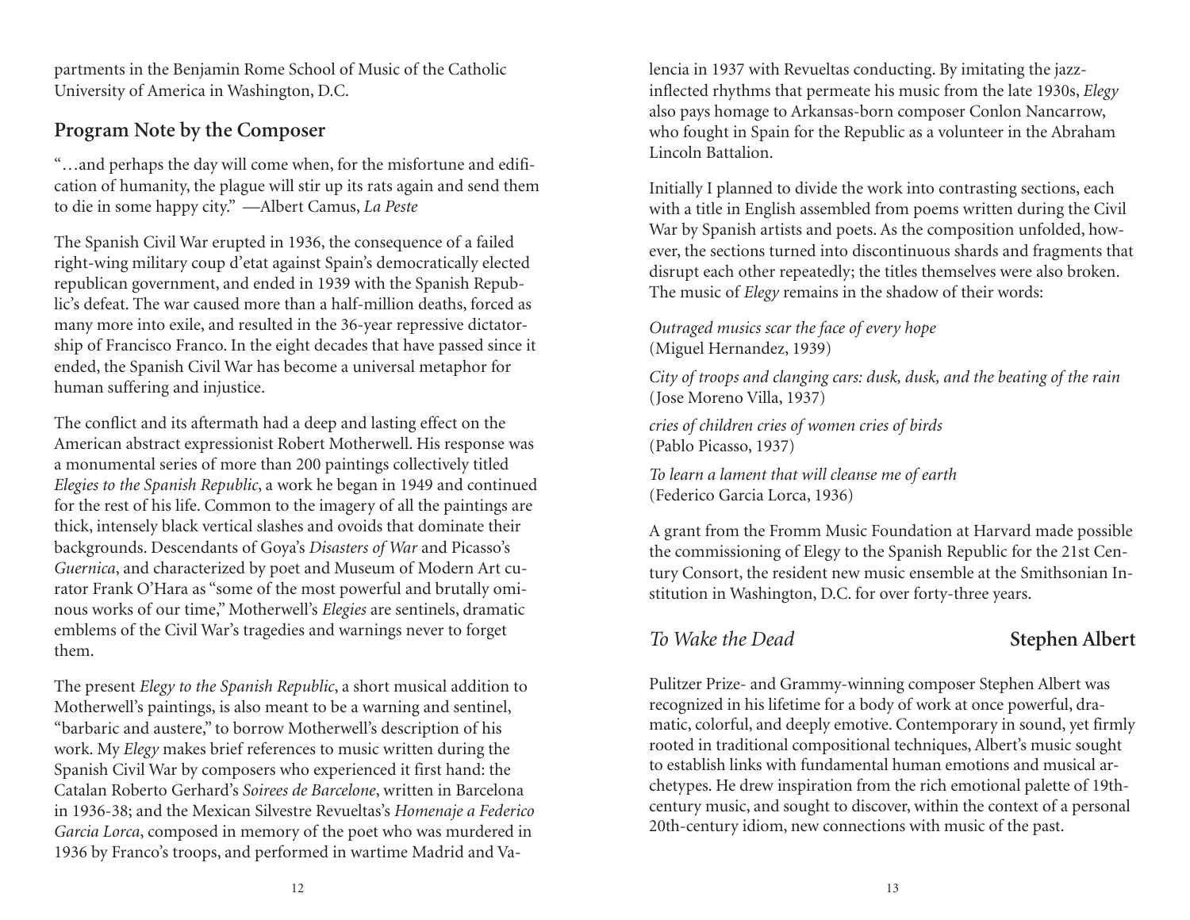partments in the Benjamin Rome School of Music of the Catholic University of America in Washington, D.C.

## Program Note by the Composer

"…and perhaps the day will come when, for the misfortune and edification of humanity, the plague will stir up its rats again and send them to die in some happy city." —Albert Camus, *La Peste*

The Spanish Civil War erupted in 1936, the consequence of a failed right-wing military coup d'etat against Spain's democratically elected republican government, and ended in 1939 with the Spanish Republic's defeat. The war caused more than a half-million deaths, forced as many more into exile, and resulted in the 36-year repressive dictatorship of Francisco Franco. In the eight decades that have passed since it ended, the Spanish Civil War has become a universal metaphor for human suffering and injustice.

The conflict and its aftermath had a deep and lasting effect on the American abstract expressionist Robert Motherwell. His response was a monumental series of more than 200 paintings collectively titled *Elegies to the Spanish Republic*, a work he began in 1949 and continued for the rest of his life. Common to the imagery of all the paintings are thick, intensely black vertical slashes and ovoids that dominate their backgrounds. Descendants of Goya's *Disasters of War* and Picasso's *Guernica*, and characterized by poet and Museum of Modern Art curator Frank O'Hara as "some of the most powerful and brutally ominous works of our time," Motherwell's *Elegies* are sentinels, dramatic emblems of the Civil War's tragedies and warnings never to forget them.

The present *Elegy to the Spanish Republic*, a short musical addition to Motherwell's paintings, is also meant to be a warning and sentinel, "barbaric and austere," to borrow Motherwell's description of his work. My *Elegy* makes brief references to music written during the Spanish Civil War by composers who experienced it first hand: the Catalan Roberto Gerhard's *Soirees de Barcelone*, written in Barcelona in 1936-38; and the Mexican Silvestre Revueltas's *Homenaje a Federico Garcia Lorca*, composed in memory of the poet who was murdered in 1936 by Franco's troops, and performed in wartime Madrid and Valencia in 1937 with Revueltas conducting. By imitating the jazz-inflected rhythms that permeate his music from the late 1930s, *Elegy* also pays homage to Arkansas-born composer Conlon Nancarrow, who fought in Spain for the Republic as a volunteer in the Abraham Lincoln Battalion.

Initially I planned to divide the work into contrasting sections, each with a title in English assembled from poems written during the Civil War by Spanish artists and poets. As the composition unfolded, however, the sections turned into discontinuous shards and fragments that disrupt each other repeatedly; the titles themselves were also broken. The music of *Elegy* remains in the shadow of their words:

*Outraged musics scar the face of every hope*
(Miguel Hernandez, 1939)

*City of troops and clanging cars: dusk, dusk, and the beating of the rain*
(Jose Moreno Villa, 1937)

*cries of children cries of women cries of birds*
(Pablo Picasso, 1937)

*To learn a lament that will cleanse me of earth*
(Federico Garcia Lorca, 1936)

A grant from the Fromm Music Foundation at Harvard made possible the commissioning of Elegy to the Spanish Republic for the 21st Century Consort, the resident new music ensemble at the Smithsonian Institution in Washington, D.C. for over forty-three years.

## *To Wake the Dead* — Stephen Albert

Pulitzer Prize- and Grammy-winning composer Stephen Albert was recognized in his lifetime for a body of work at once powerful, dramatic, colorful, and deeply emotive. Contemporary in sound, yet firmly rooted in traditional compositional techniques, Albert's music sought to establish links with fundamental human emotions and musical archetypes. He drew inspiration from the rich emotional palette of 19th-century music, and sought to discover, within the context of a personal 20th-century idiom, new connections with music of the past.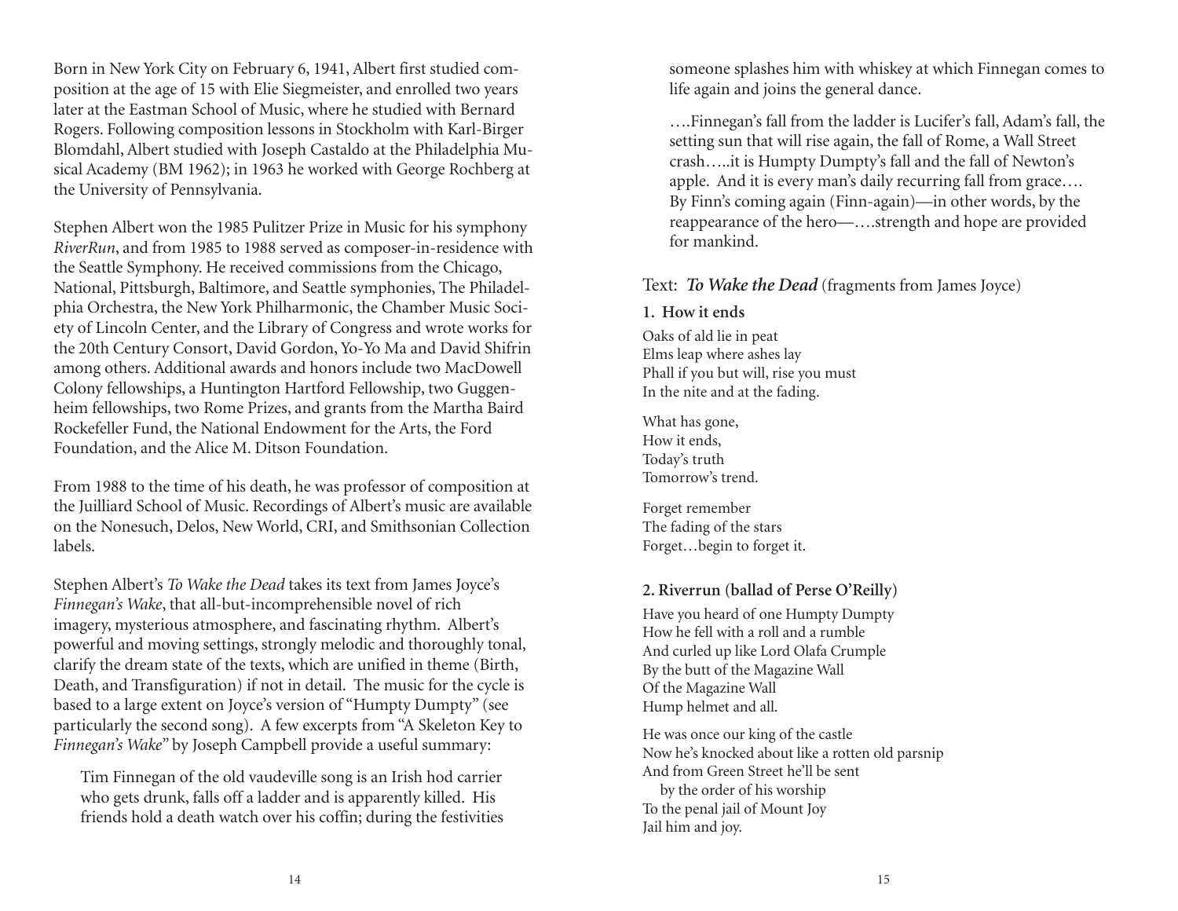Born in New York City on February 6, 1941, Albert first studied composition at the age of 15 with Elie Siegmeister, and enrolled two years later at the Eastman School of Music, where he studied with Bernard Rogers. Following composition lessons in Stockholm with Karl-Birger Blomdahl, Albert studied with Joseph Castaldo at the Philadelphia Musical Academy (BM 1962); in 1963 he worked with George Rochberg at the University of Pennsylvania.

Stephen Albert won the 1985 Pulitzer Prize in Music for his symphony *RiverRun*, and from 1985 to 1988 served as composer-in-residence with the Seattle Symphony. He received commissions from the Chicago, National, Pittsburgh, Baltimore, and Seattle symphonies, The Philadelphia Orchestra, the New York Philharmonic, the Chamber Music Society of Lincoln Center, and the Library of Congress and wrote works for the 20th Century Consort, David Gordon, Yo-Yo Ma and David Shifrin among others. Additional awards and honors include two MacDowell Colony fellowships, a Huntington Hartford Fellowship, two Guggenheim fellowships, two Rome Prizes, and grants from the Martha Baird Rockefeller Fund, the National Endowment for the Arts, the Ford Foundation, and the Alice M. Ditson Foundation.

From 1988 to the time of his death, he was professor of composition at the Juilliard School of Music. Recordings of Albert's music are available on the Nonesuch, Delos, New World, CRI, and Smithsonian Collection labels.

Stephen Albert's *To Wake the Dead* takes its text from James Joyce's *Finnegan's Wake*, that all-but-incomprehensible novel of rich imagery, mysterious atmosphere, and fascinating rhythm. Albert's powerful and moving settings, strongly melodic and thoroughly tonal, clarify the dream state of the texts, which are unified in theme (Birth, Death, and Transfiguration) if not in detail. The music for the cycle is based to a large extent on Joyce's version of "Humpty Dumpty" (see particularly the second song). A few excerpts from "A Skeleton Key to *Finnegan's Wake*" by Joseph Campbell provide a useful summary:

> Tim Finnegan of the old vaudeville song is an Irish hod carrier who gets drunk, falls off a ladder and is apparently killed. His friends hold a death watch over his coffin; during the festivities someone splashes him with whiskey at which Finnegan comes to life again and joins the general dance.
>
> ….Finnegan's fall from the ladder is Lucifer's fall, Adam's fall, the setting sun that will rise again, the fall of Rome, a Wall Street crash…..it is Humpty Dumpty's fall and the fall of Newton's apple. And it is every man's daily recurring fall from grace…. By Finn's coming again (Finn-again)—in other words, by the reappearance of the hero—….strength and hope are provided for mankind.

## Text: ***To Wake the Dead*** (fragments from James Joyce)

### 1. How it ends

Oaks of ald lie in peat
Elms leap where ashes lay
Phall if you but will, rise you must
In the nite and at the fading.

What has gone,
How it ends,
Today's truth
Tomorrow's trend.

Forget remember
The fading of the stars
Forget…begin to forget it.

### 2. Riverrun (ballad of Perse O'Reilly)

Have you heard of one Humpty Dumpty
How he fell with a roll and a rumble
And curled up like Lord Olafa Crumple
By the butt of the Magazine Wall
Of the Magazine Wall
Hump helmet and all.

He was once our king of the castle
Now he's knocked about like a rotten old parsnip
And from Green Street he'll be sent
by the order of his worship
To the penal jail of Mount Joy
Jail him and joy.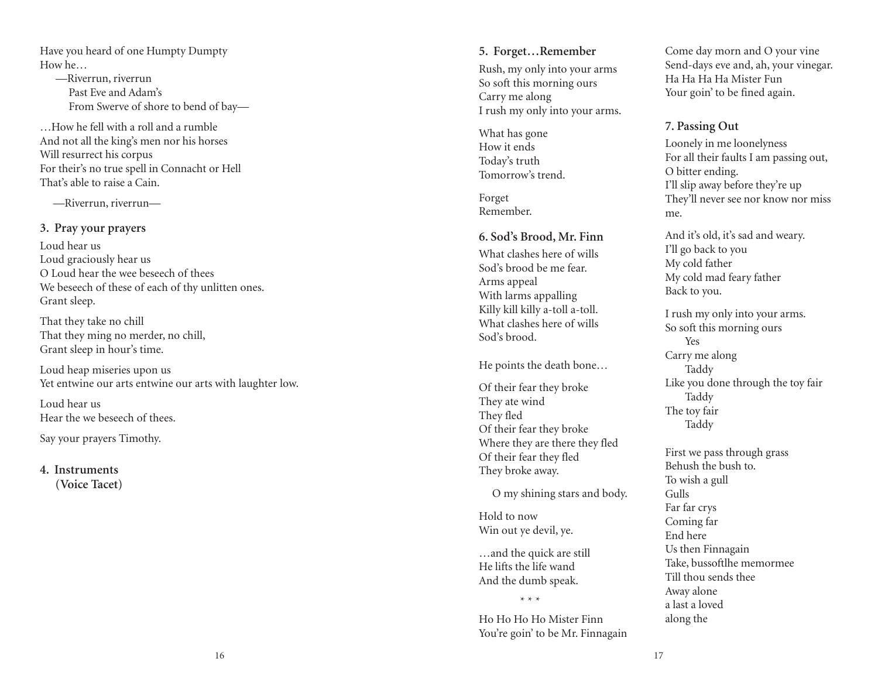Have you heard of one Humpty Dumpty
How he…
    —Riverrun, riverrun
        Past Eve and Adam's
        From Swerve of shore to bend of bay—

…How he fell with a roll and a rumble
And not all the king's men nor his horses
Will resurrect his corpus
For their's no true spell in Connacht or Hell
That's able to raise a Cain.

—Riverrun, riverrun—

### 3. Pray your prayers

Loud hear us
Loud graciously hear us
O Loud hear the wee beseech of thees
We beseech of these of each of thy unlitten ones.
Grant sleep.

That they take no chill
That they ming no merder, no chill,
Grant sleep in hour's time.

Loud heap miseries upon us
Yet entwine our arts entwine our arts with laughter low.

Loud hear us
Hear the we beseech of thees.

Say your prayers Timothy.

### 4. Instruments
**(Voice Tacet)**

### 5. Forget…Remember

Rush, my only into your arms
So soft this morning ours
Carry me along
I rush my only into your arms.

What has gone
How it ends
Today's truth
Tomorrow's trend.

Forget
Remember.

### 6. Sod's Brood, Mr. Finn

What clashes here of wills
Sod's brood be me fear.
Arms appeal
With larms appalling
Killy kill killy a-toll a-toll.
What clashes here of wills
Sod's brood.

He points the death bone…

Of their fear they broke
They ate wind
They fled
Of their fear they broke
Where they are there they fled
Of their fear they fled
They broke away.

O my shining stars and body.

Hold to now
Win out ye devil, ye.

…and the quick are still
He lifts the life wand
And the dumb speak.

\* \* \*

Ho Ho Ho Ho Mister Finn
You're goin' to be Mr. Finnagain
Come day morn and O your vine
Send-days eve and, ah, your vinegar.
Ha Ha Ha Ha Mister Fun
Your goin' to be fined again.

### 7. Passing Out

Loonely in me loonelyness
For all their faults I am passing out,
O bitter ending.
I'll slip away before they're up
They'll never see nor know nor miss me.

And it's old, it's sad and weary.
I'll go back to you
My cold father
My cold mad feary father
Back to you.

I rush my only into your arms.
So soft this morning ours
    Yes
Carry me along
    Taddy
Like you done through the toy fair
    Taddy
The toy fair
    Taddy

First we pass through grass
Behush the bush to.
To wish a gull
Gulls
Far far crys
Coming far
End here
Us then Finnagain
Take, bussoftlhe memormee
Till thou sends thee
Away alone
a last a loved
along the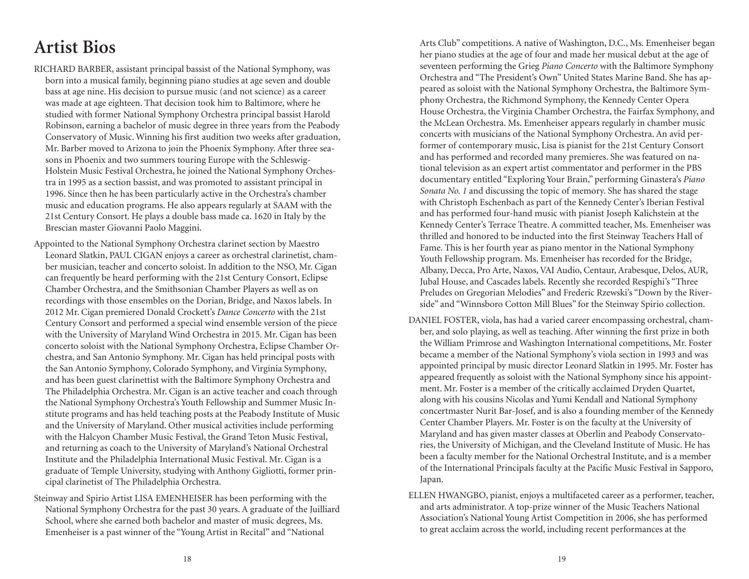# Artist Bios

RICHARD BARBER, assistant principal bassist of the National Symphony, was born into a musical family, beginning piano studies at age seven and double bass at age nine. His decision to pursue music (and not science) as a career was made at age eighteen. That decision took him to Baltimore, where he studied with former National Symphony Orchestra principal bassist Harold Robinson, earning a bachelor of music degree in three years from the Peabody Conservatory of Music. Winning his first audition two weeks after graduation, Mr. Barber moved to Arizona to join the Phoenix Symphony. After three seasons in Phoenix and two summers touring Europe with the Schleswig-Holstein Music Festival Orchestra, he joined the National Symphony Orchestra in 1995 as a section bassist, and was promoted to assistant principal in 1996. Since then he has been particularly active in the Orchestra's chamber music and education programs. He also appears regularly at SAAM with the 21st Century Consort. He plays a double bass made ca. 1620 in Italy by the Brescian master Giovanni Paolo Maggini.

Appointed to the National Symphony Orchestra clarinet section by Maestro Leonard Slatkin, PAUL CIGAN enjoys a career as orchestral clarinetist, chamber musician, teacher and concerto soloist. In addition to the NSO, Mr. Cigan can frequently be heard performing with the 21st Century Consort, Eclipse Chamber Orchestra, and the Smithsonian Chamber Players as well as on recordings with those ensembles on the Dorian, Bridge, and Naxos labels. In 2012 Mr. Cigan premiered Donald Crockett's *Dance Concerto* with the 21st Century Consort and performed a special wind ensemble version of the piece with the University of Maryland Wind Orchestra in 2015. Mr. Cigan has been concerto soloist with the National Symphony Orchestra, Eclipse Chamber Orchestra, and San Antonio Symphony. Mr. Cigan has held principal posts with the San Antonio Symphony, Colorado Symphony, and Virginia Symphony, and has been guest clarinettist with the Baltimore Symphony Orchestra and The Philadelphia Orchestra. Mr. Cigan is an active teacher and coach through the National Symphony Orchestra's Youth Fellowship and Summer Music Institute programs and has held teaching posts at the Peabody Institute of Music and the University of Maryland. Other musical activities include performing with the Halcyon Chamber Music Festival, the Grand Teton Music Festival, and returning as coach to the University of Maryland's National Orchestral Institute and the Philadelphia International Music Festival. Mr. Cigan is a graduate of Temple University, studying with Anthony Gigliotti, former principal clarinetist of The Philadelphia Orchestra.

Steinway and Spirio Artist LISA EMENHEISER has been performing with the National Symphony Orchestra for the past 30 years. A graduate of the Juilliard School, where she earned both bachelor and master of music degrees, Ms. Emenheiser is a past winner of the "Young Artist in Recital" and "National Arts Club" competitions. A native of Washington, D.C., Ms. Emenheiser began her piano studies at the age of four and made her musical debut at the age of seventeen performing the Grieg *Piano Concerto* with the Baltimore Symphony Orchestra and "The President's Own" United States Marine Band. She has appeared as soloist with the National Symphony Orchestra, the Baltimore Symphony Orchestra, the Richmond Symphony, the Kennedy Center Opera House Orchestra, the Virginia Chamber Orchestra, the Fairfax Symphony, and the McLean Orchestra. Ms. Emenheiser appears regularly in chamber music concerts with musicians of the National Symphony Orchestra. An avid performer of contemporary music, Lisa is pianist for the 21st Century Consort and has performed and recorded many premieres. She was featured on national television as an expert artist commentator and performer in the PBS documentary entitled "Exploring Your Brain," performing Ginastera's *Piano Sonata No. 1* and discussing the topic of memory. She has shared the stage with Christoph Eschenbach as part of the Kennedy Center's Iberian Festival and has performed four-hand music with pianist Joseph Kalichstein at the Kennedy Center's Terrace Theatre. A committed teacher, Ms. Emenheiser was thrilled and honored to be inducted into the first Steinway Teachers Hall of Fame. This is her fourth year as piano mentor in the National Symphony Youth Fellowship program. Ms. Emenheiser has recorded for the Bridge, Albany, Decca, Pro Arte, Naxos, VAI Audio, Centaur, Arabesque, Delos, AUR, Jubal House, and Cascades labels. Recently she recorded Respighi's "Three Preludes on Gregorian Melodies" and Frederic Rzewski's "Down by the Riverside" and "Winnsboro Cotton Mill Blues" for the Steinway Spirio collection.

DANIEL FOSTER, viola, has had a varied career encompassing orchestral, chamber, and solo playing, as well as teaching. After winning the first prize in both the William Primrose and Washington International competitions, Mr. Foster became a member of the National Symphony's viola section in 1993 and was appointed principal by music director Leonard Slatkin in 1995. Mr. Foster has appeared frequently as soloist with the National Symphony since his appointment. Mr. Foster is a member of the critically acclaimed Dryden Quartet, along with his cousins Nicolas and Yumi Kendall and National Symphony concertmaster Nurit Bar-Josef, and is also a founding member of the Kennedy Center Chamber Players. Mr. Foster is on the faculty at the University of Maryland and has given master classes at Oberlin and Peabody Conservatories, the University of Michigan, and the Cleveland Institute of Music. He has been a faculty member for the National Orchestral Institute, and is a member of the International Principals faculty at the Pacific Music Festival in Sapporo, Japan.

ELLEN HWANGBO, pianist, enjoys a multifaceted career as a performer, teacher, and arts administrator. A top-prize winner of the Music Teachers National Association's National Young Artist Competition in 2006, she has performed to great acclaim across the world, including recent performances at the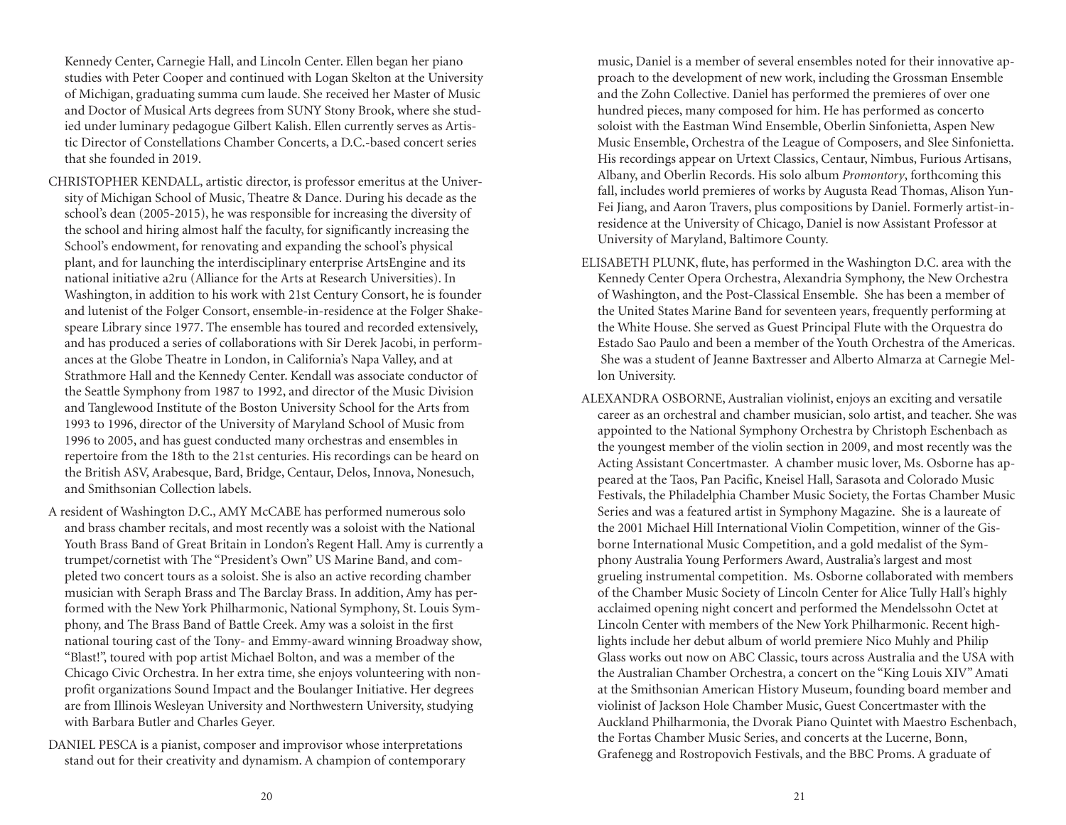Kennedy Center, Carnegie Hall, and Lincoln Center. Ellen began her piano studies with Peter Cooper and continued with Logan Skelton at the University of Michigan, graduating summa cum laude. She received her Master of Music and Doctor of Musical Arts degrees from SUNY Stony Brook, where she studied under luminary pedagogue Gilbert Kalish. Ellen currently serves as Artistic Director of Constellations Chamber Concerts, a D.C.-based concert series that she founded in 2019.

CHRISTOPHER KENDALL, artistic director, is professor emeritus at the University of Michigan School of Music, Theatre & Dance. During his decade as the school's dean (2005-2015), he was responsible for increasing the diversity of the school and hiring almost half the faculty, for significantly increasing the School's endowment, for renovating and expanding the school's physical plant, and for launching the interdisciplinary enterprise ArtsEngine and its national initiative a2ru (Alliance for the Arts at Research Universities). In Washington, in addition to his work with 21st Century Consort, he is founder and lutenist of the Folger Consort, ensemble-in-residence at the Folger Shakespeare Library since 1977. The ensemble has toured and recorded extensively, and has produced a series of collaborations with Sir Derek Jacobi, in performances at the Globe Theatre in London, in California's Napa Valley, and at Strathmore Hall and the Kennedy Center. Kendall was associate conductor of the Seattle Symphony from 1987 to 1992, and director of the Music Division and Tanglewood Institute of the Boston University School for the Arts from 1993 to 1996, director of the University of Maryland School of Music from 1996 to 2005, and has guest conducted many orchestras and ensembles in repertoire from the 18th to the 21st centuries. His recordings can be heard on the British ASV, Arabesque, Bard, Bridge, Centaur, Delos, Innova, Nonesuch, and Smithsonian Collection labels.

A resident of Washington D.C., AMY McCABE has performed numerous solo and brass chamber recitals, and most recently was a soloist with the National Youth Brass Band of Great Britain in London's Regent Hall. Amy is currently a trumpet/cornetist with The "President's Own" US Marine Band, and completed two concert tours as a soloist. She is also an active recording chamber musician with Seraph Brass and The Barclay Brass. In addition, Amy has performed with the New York Philharmonic, National Symphony, St. Louis Symphony, and The Brass Band of Battle Creek. Amy was a soloist in the first national touring cast of the Tony- and Emmy-award winning Broadway show, "Blast!", toured with pop artist Michael Bolton, and was a member of the Chicago Civic Orchestra. In her extra time, she enjoys volunteering with nonprofit organizations Sound Impact and the Boulanger Initiative. Her degrees are from Illinois Wesleyan University and Northwestern University, studying with Barbara Butler and Charles Geyer.

DANIEL PESCA is a pianist, composer and improvisor whose interpretations stand out for their creativity and dynamism. A champion of contemporary music, Daniel is a member of several ensembles noted for their innovative approach to the development of new work, including the Grossman Ensemble and the Zohn Collective. Daniel has performed the premieres of over one hundred pieces, many composed for him. He has performed as concerto soloist with the Eastman Wind Ensemble, Oberlin Sinfonietta, Aspen New Music Ensemble, Orchestra of the League of Composers, and Slee Sinfonietta. His recordings appear on Urtext Classics, Centaur, Nimbus, Furious Artisans, Albany, and Oberlin Records. His solo album *Promontory*, forthcoming this fall, includes world premieres of works by Augusta Read Thomas, Alison Yun-Fei Jiang, and Aaron Travers, plus compositions by Daniel. Formerly artist-in-residence at the University of Chicago, Daniel is now Assistant Professor at University of Maryland, Baltimore County.

ELISABETH PLUNK, flute, has performed in the Washington D.C. area with the Kennedy Center Opera Orchestra, Alexandria Symphony, the New Orchestra of Washington, and the Post-Classical Ensemble. She has been a member of the United States Marine Band for seventeen years, frequently performing at the White House. She served as Guest Principal Flute with the Orquestra do Estado Sao Paulo and been a member of the Youth Orchestra of the Americas. She was a student of Jeanne Baxtresser and Alberto Almarza at Carnegie Mellon University.

ALEXANDRA OSBORNE, Australian violinist, enjoys an exciting and versatile career as an orchestral and chamber musician, solo artist, and teacher. She was appointed to the National Symphony Orchestra by Christoph Eschenbach as the youngest member of the violin section in 2009, and most recently was the Acting Assistant Concertmaster. A chamber music lover, Ms. Osborne has appeared at the Taos, Pan Pacific, Kneisel Hall, Sarasota and Colorado Music Festivals, the Philadelphia Chamber Music Society, the Fortas Chamber Music Series and was a featured artist in Symphony Magazine. She is a laureate of the 2001 Michael Hill International Violin Competition, winner of the Gisborne International Music Competition, and a gold medalist of the Symphony Australia Young Performers Award, Australia's largest and most grueling instrumental competition. Ms. Osborne collaborated with members of the Chamber Music Society of Lincoln Center for Alice Tully Hall's highly acclaimed opening night concert and performed the Mendelssohn Octet at Lincoln Center with members of the New York Philharmonic. Recent highlights include her debut album of world premiere Nico Muhly and Philip Glass works out now on ABC Classic, tours across Australia and the USA with the Australian Chamber Orchestra, a concert on the "King Louis XIV" Amati at the Smithsonian American History Museum, founding board member and violinist of Jackson Hole Chamber Music, Guest Concertmaster with the Auckland Philharmonia, the Dvorak Piano Quintet with Maestro Eschenbach, the Fortas Chamber Music Series, and concerts at the Lucerne, Bonn, Grafenegg and Rostropovich Festivals, and the BBC Proms. A graduate of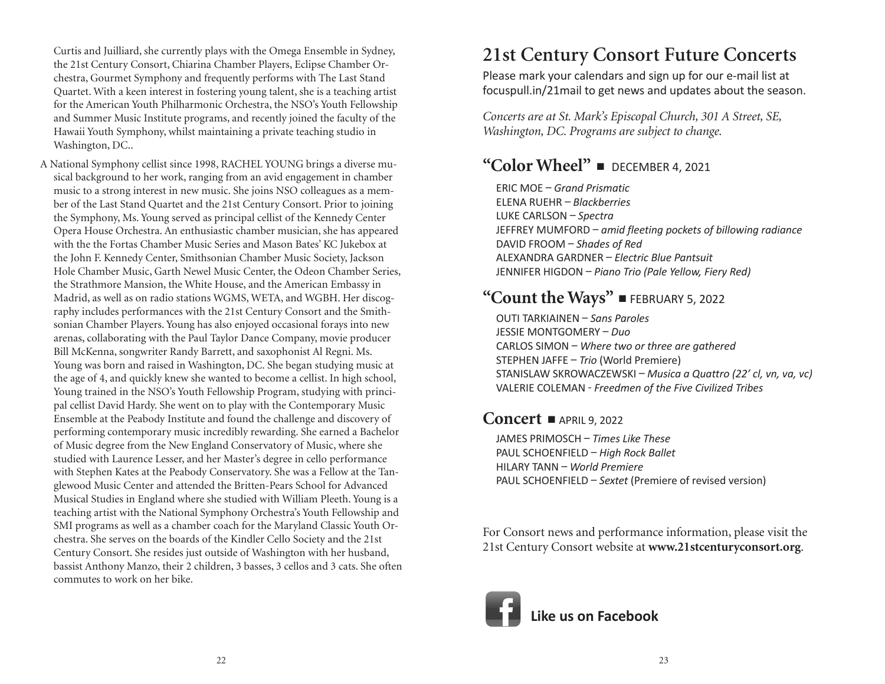Curtis and Juilliard, she currently plays with the Omega Ensemble in Sydney, the 21st Century Consort, Chiarina Chamber Players, Eclipse Chamber Orchestra, Gourmet Symphony and frequently performs with The Last Stand Quartet. With a keen interest in fostering young talent, she is a teaching artist for the American Youth Philharmonic Orchestra, the NSO's Youth Fellowship and Summer Music Institute programs, and recently joined the faculty of the Hawaii Youth Symphony, whilst maintaining a private teaching studio in Washington, DC..

A National Symphony cellist since 1998, RACHEL YOUNG brings a diverse musical background to her work, ranging from an avid engagement in chamber music to a strong interest in new music. She joins NSO colleagues as a member of the Last Stand Quartet and the 21st Century Consort. Prior to joining the Symphony, Ms. Young served as principal cellist of the Kennedy Center Opera House Orchestra. An enthusiastic chamber musician, she has appeared with the the Fortas Chamber Music Series and Mason Bates' KC Jukebox at the John F. Kennedy Center, Smithsonian Chamber Music Society, Jackson Hole Chamber Music, Garth Newel Music Center, the Odeon Chamber Series, the Strathmore Mansion, the White House, and the American Embassy in Madrid, as well as on radio stations WGMS, WETA, and WGBH. Her discography includes performances with the 21st Century Consort and the Smithsonian Chamber Players. Young has also enjoyed occasional forays into new arenas, collaborating with the Paul Taylor Dance Company, movie producer Bill McKenna, songwriter Randy Barrett, and saxophonist Al Regni. Ms. Young was born and raised in Washington, DC. She began studying music at the age of 4, and quickly knew she wanted to become a cellist. In high school, Young trained in the NSO's Youth Fellowship Program, studying with principal cellist David Hardy. She went on to play with the Contemporary Music Ensemble at the Peabody Institute and found the challenge and discovery of performing contemporary music incredibly rewarding. She earned a Bachelor of Music degree from the New England Conservatory of Music, where she studied with Laurence Lesser, and her Master's degree in cello performance with Stephen Kates at the Peabody Conservatory. She was a Fellow at the Tanglewood Music Center and attended the Britten-Pears School for Advanced Musical Studies in England where she studied with William Pleeth. Young is a teaching artist with the National Symphony Orchestra's Youth Fellowship and SMI programs as well as a chamber coach for the Maryland Classic Youth Orchestra. She serves on the boards of the Kindler Cello Society and the 21st Century Consort. She resides just outside of Washington with her husband, bassist Anthony Manzo, their 2 children, 3 basses, 3 cellos and 3 cats. She often commutes to work on her bike.

# 21st Century Consort Future Concerts

Please mark your calendars and sign up for our e-mail list at focuspull.in/21mail to get news and updates about the season.

*Concerts are at St. Mark's Episcopal Church, 301 A Street, SE, Washington, DC. Programs are subject to change.*

## "Color Wheel" ■ DECEMBER 4, 2021

ERIC MOE – *Grand Prismatic*
ELENA RUEHR – *Blackberries*
LUKE CARLSON – *Spectra*
JEFFREY MUMFORD – *amid fleeting pockets of billowing radiance*
DAVID FROOM – *Shades of Red*
ALEXANDRA GARDNER – *Electric Blue Pantsuit*
JENNIFER HIGDON – *Piano Trio (Pale Yellow, Fiery Red)*

## "Count the Ways" ■ FEBRUARY 5, 2022

OUTI TARKIAINEN – *Sans Paroles*
JESSIE MONTGOMERY – *Duo*
CARLOS SIMON – *Where two or three are gathered*
STEPHEN JAFFE – *Trio* (World Premiere)
STANISLAW SKROWACZEWSKI – *Musica a Quattro (22' cl, vn, va, vc)*
VALERIE COLEMAN - *Freedmen of the Five Civilized Tribes*

## Concert ■ APRIL 9, 2022

JAMES PRIMOSCH – *Times Like These*
PAUL SCHOENFIELD – *High Rock Ballet*
HILARY TANN – *World Premiere*
PAUL SCHOENFIELD – *Sextet* (Premiere of revised version)

For Consort news and performance information, please visit the 21st Century Consort website at **www.21stcenturyconsort.org**.

**Like us on Facebook**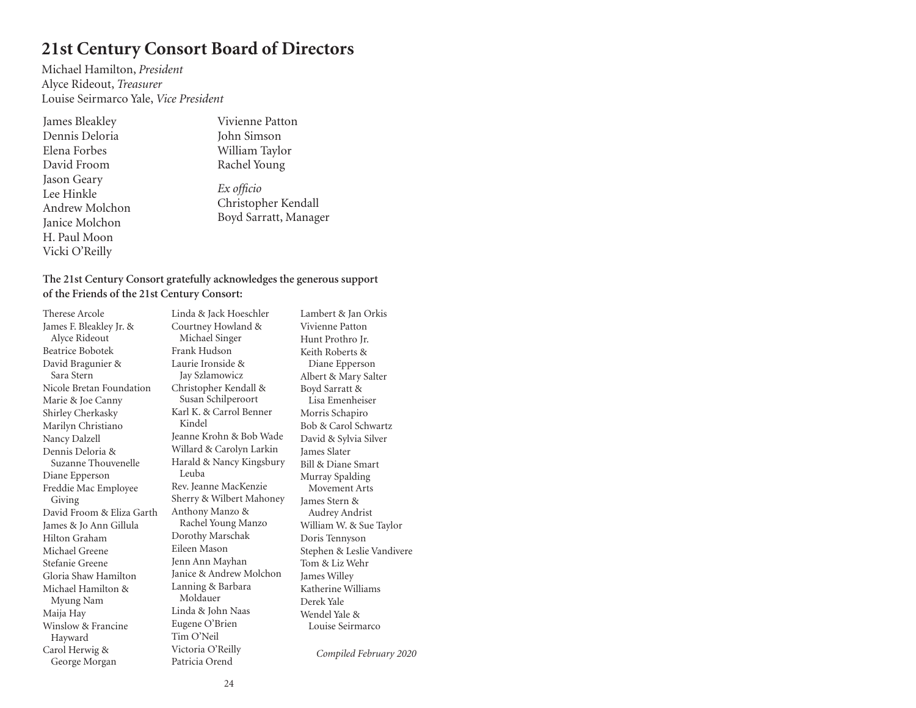# 21st Century Consort Board of Directors

Michael Hamilton, *President*
Alyce Rideout, *Treasurer*
Louise Seirmarco Yale, *Vice President*

James Bleakley
Dennis Deloria
Elena Forbes
David Froom
Jason Geary
Lee Hinkle
Andrew Molchon
Janice Molchon
H. Paul Moon
Vicki O'Reilly
Vivienne Patton
John Simson
William Taylor
Rachel Young

*Ex officio*
Christopher Kendall
Boyd Sarratt, Manager

**The 21st Century Consort gratefully acknowledges the generous support of the Friends of the 21st Century Consort:**

Therese Arcole
James F. Bleakley Jr. & Alyce Rideout
Beatrice Bobotek
David Bragunier & Sara Stern
Nicole Bretan Foundation
Marie & Joe Canny
Shirley Cherkasky
Marilyn Christiano
Nancy Dalzell
Dennis Deloria & Suzanne Thouvenelle
Diane Epperson
Freddie Mac Employee Giving
David Froom & Eliza Garth
James & Jo Ann Gillula
Hilton Graham
Michael Greene
Stefanie Greene
Gloria Shaw Hamilton
Michael Hamilton & Myung Nam
Maija Hay
Winslow & Francine Hayward
Carol Herwig & George Morgan
Linda & Jack Hoeschler
Courtney Howland & Michael Singer
Frank Hudson
Laurie Ironside & Jay Szlamowicz
Christopher Kendall & Susan Schilperoort
Karl K. & Carrol Benner Kindel
Jeanne Krohn & Bob Wade
Willard & Carolyn Larkin
Harald & Nancy Kingsbury Leuba
Rev. Jeanne MacKenzie
Sherry & Wilbert Mahoney
Anthony Manzo & Rachel Young Manzo
Dorothy Marschak
Eileen Mason
Jenn Ann Mayhan
Janice & Andrew Molchon
Lanning & Barbara Moldauer
Linda & John Naas
Eugene O'Brien
Tim O'Neil
Victoria O'Reilly
Patricia Orend
Lambert & Jan Orkis
Vivienne Patton
Hunt Prothro Jr.
Keith Roberts & Diane Epperson
Albert & Mary Salter
Boyd Sarratt & Lisa Emenheiser
Morris Schapiro
Bob & Carol Schwartz
David & Sylvia Silver
James Slater
Bill & Diane Smart
Murray Spalding Movement Arts
James Stern & Audrey Andrist
William W. & Sue Taylor
Doris Tennyson
Stephen & Leslie Vandivere
Tom & Liz Wehr
James Willey
Katherine Williams
Derek Yale
Wendel Yale & Louise Seirmarco

*Compiled February 2020*